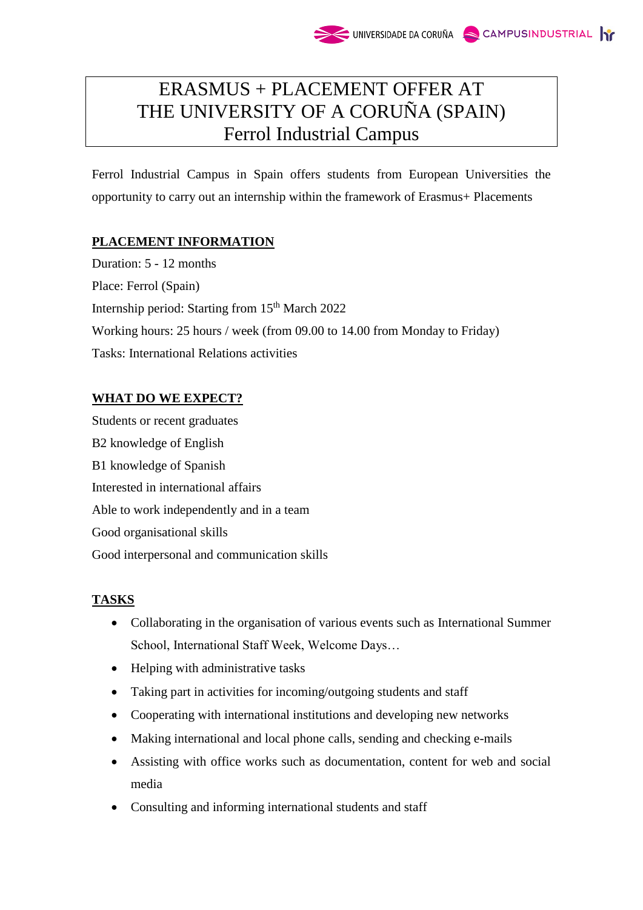# ERASMUS + PLACEMENT OFFER AT THE UNIVERSITY OF A CORUÑA (SPAIN) Ferrol Industrial Campus

Ferrol Industrial Campus in Spain offers students from European Universities the opportunity to carry out an internship within the framework of Erasmus+ Placements

## PLACEMENT INFORMATION

Duration: 5 - 12 months

Place: Ferrol (Spain)

Internship period: Starting from 15th March 2022

Working hours: 25 hours / week (from 09.00 to 14.00 from Monday to Friday)

Tasks: International Relations activities

## WHAT DO WE EXPECT?

Students or recent graduates

B2 knowledge of English

B1 knowledge of Spanish

Interested in international affairs

Able to work independently and in a team

Good organisational skills

Good interpersonal and communication skills

## TASKS

- Collaborating in the organisation of various events such as International Summer School, International Staff Week, Welcome Days…
- Helping with administrative tasks
- Taking part in activities for incoming/outgoing students and staff
- Cooperating with international institutions and developing new networks
- Making international and local phone calls, sending and checking e-mails
- Assisting with office works such as documentation, content for web and social media
- Consulting and informing international students and staff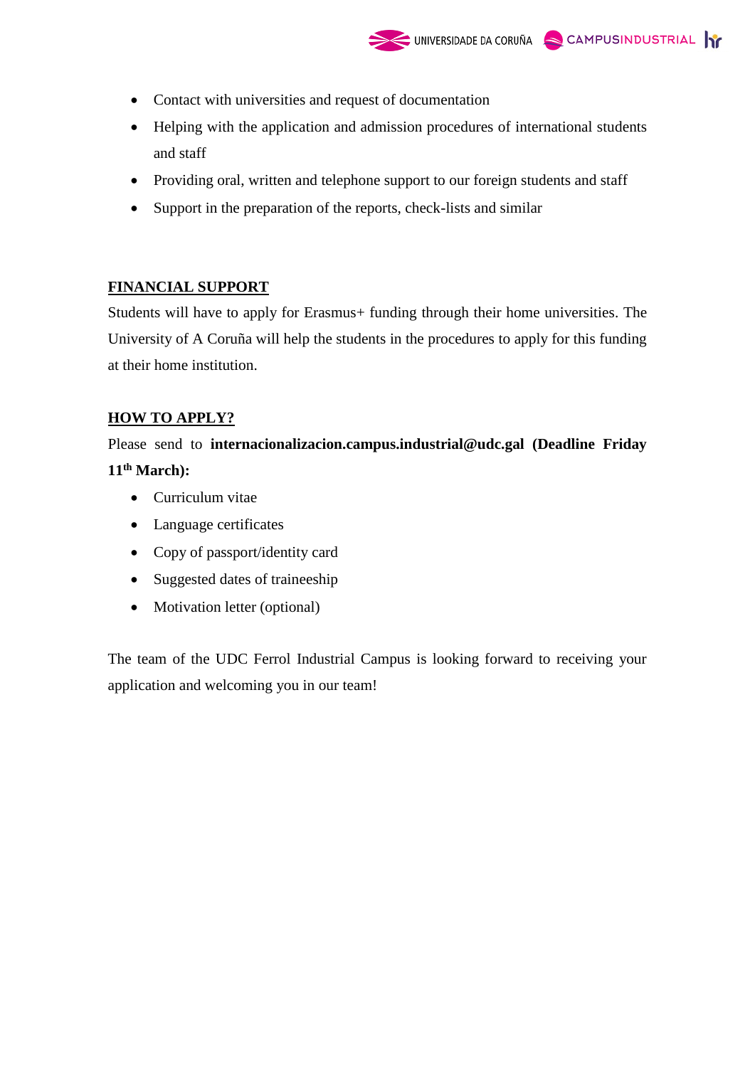- Contact with universities and request of documentation
- Helping with the application and admission procedures of international students and staff
- Providing oral, written and telephone support to our foreign students and staff
- Support in the preparation of the reports, check-lists and similar

## FINANCIAL SUPPORT

Students will have to apply for Erasmus+ funding through their home universities. The University of A Coruña will help the students in the procedures to apply for this funding at their home institution.

## HOW TO APPLY?

Please send to **internacionalizacion.campus.industrial@udc.gal (Deadline Friday 11th March):**

- Curriculum vitae
- Language certificates
- Copy of passport/identity card
- Suggested dates of traineeship
- Motivation letter (optional)

The team of the UDC Ferrol Industrial Campus is looking forward to receiving your application and welcoming you in our team!